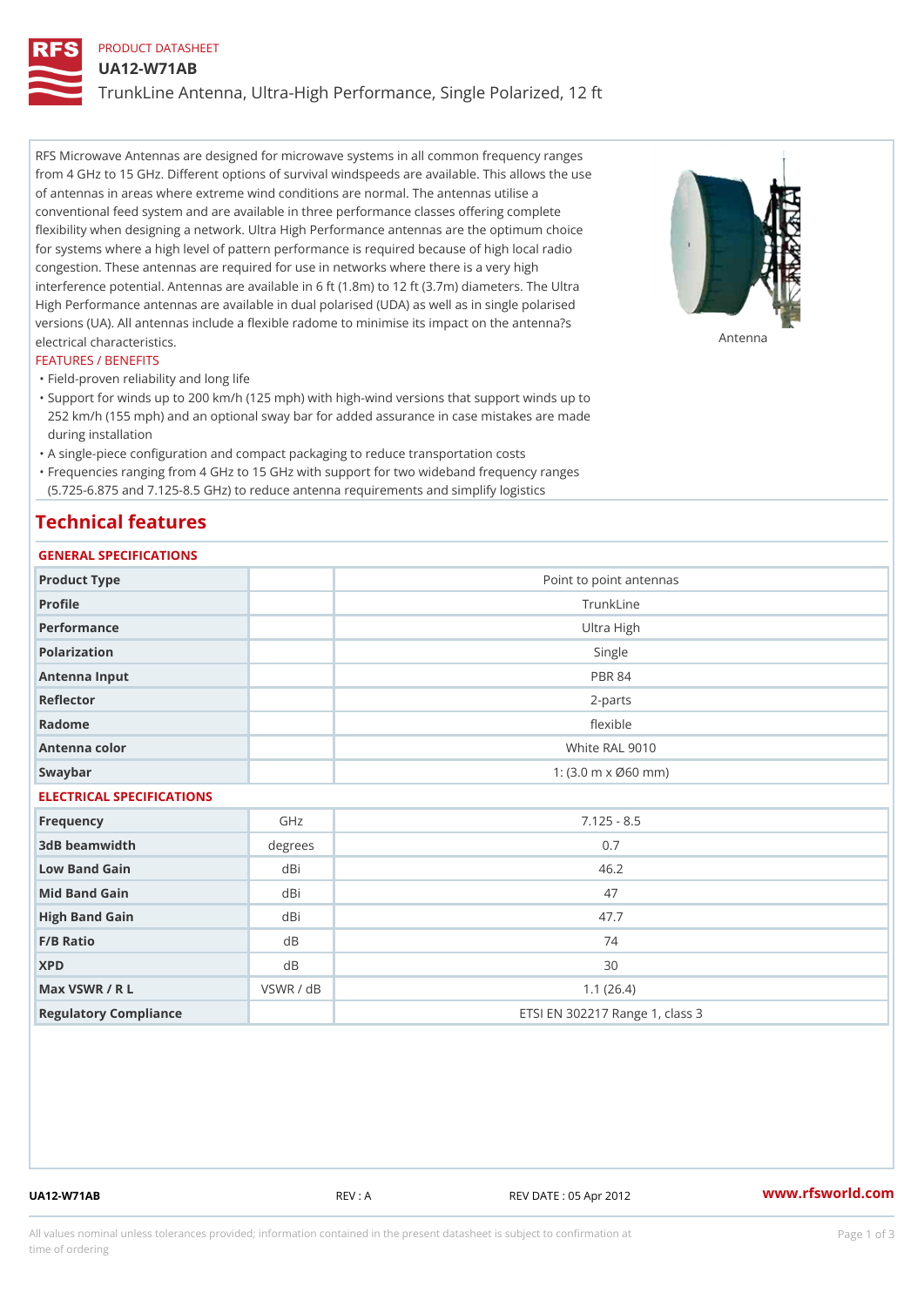PRODUCT DATASHEET

# UA12-W71AB

## TrunkLine Antenna, Ultra-High Performance, Single Polarized, 12 ft

RFS Microwave Antennas are designed for microwave systems in all common frequency ranges from 4 GHz to 15 GHz. Different options of survival windspeeds are available. This allows the use of antennas in areas where extreme wind conditions are normal. The antennas utilise a conventional feed system and are available in three performance classes offering complete flexibility when designing a network. Ultra High Performance antennas are the optimum choice for systems where a high level of pattern performance is required because of high local radio congestion. These antennas are required for use in networks where there is a very high interference potential. Antennas are available in 6 ft (1.8m) to 12 ft (3.7m) diameters. The Ultra High Performance antennas are available in dual polarised (UDA) as well as in single polarised versions (UA). All antennas include a flexible radome to minimise its impact on the antenna?s electrical characteristics.

Antenna

### FEATURES / BENEFITS

- Field-proven reliability and long life
- Support for winds up to 200 km/h (125 mph) with high-wind versions that support winds up to 252 km/h (155 mph) and an optional sway bar for added assurance in case mistakes are made during installation
- A single-piece configuration and compact packaging to reduce transportation costs
- Frequencies ranging from 4 GHz to 15 GHz with support for two wideband frequency ranges (5.725-6.875 and 7.125-8.5 GHz) to reduce antenna requirements and simplify logistics

## Technical features

### GENERAL SPECIFICATIONS

| | | |
|---|---|---|
| Product Type | | Point to point antennas |
| Profile | | TrunkLine |
| Performance | | Ultra High |
| Polarization | | Single |
| Antenna Input | | PBR 84 |
| Reflector | | 2-parts |
| Radome | | flexible |
| Antenna color | | White RAL 9010 |
| Swaybar | | 1: (3.0 m x Ø60 mm) |

### ELECTRICAL SPECIFICATIONS

| | | |
|---|---|---|
| Frequency | GHz | 7.125 - 8.5 |
| 3dB beamwidth | degrees | 0.7 |
| Low Band Gain | dBi | 46.2 |
| Mid Band Gain | dBi | 47 |
| High Band Gain | dBi | 47.7 |
| F/B Ratio | dB | 74 |
| XPD | dB | 30 |
| Max VSWR / R L | VSWR / dB | 1.1 (26.4) |
| Regulatory Compliance | | ETSI EN 302217 Range 1, class 3 |

UA12-W71AB REV : A REV DATE : 05 Apr 2012 www.rfsworld.com

All values nominal unless tolerances provided; information contained in the present datasheet is subject to confirmation at time of ordering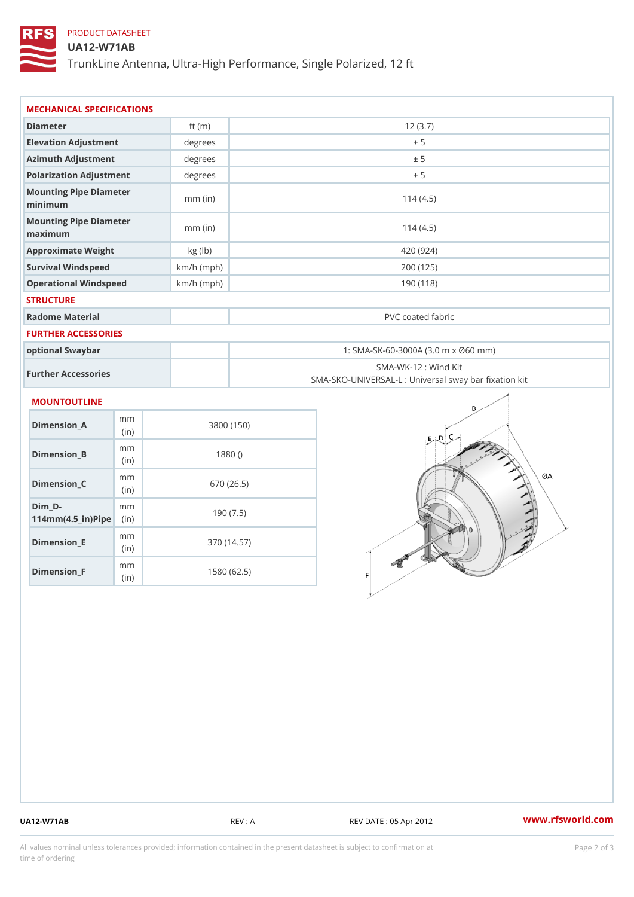PRODUCT DATASHEET

# UA12-W71AB

TrunkLine Antenna, Ultra-High Performance, Single Polarized, 12 ft

## MECHANICAL SPECIFICATIONS

| Diameter | ft (m) | 12 (3.7) |
|---|---|---|
| Elevation Adjustment | degrees | ± 5 |
| Azimuth Adjustment | degrees | ± 5 |
| Polarization Adjustment | degrees | ± 5 |
| Mounting Pipe Diameter minimum | mm (in) | 114 (4.5) |
| Mounting Pipe Diameter maximum | mm (in) | 114 (4.5) |
| Approximate Weight | kg (lb) | 420 (924) |
| Survival Windspeed | km/h (mph) | 200 (125) |
| Operational Windspeed | km/h (mph) | 190 (118) |

## STRUCTURE

| Radome Material | | PVC coated fabric |
|---|---|---|

## FURTHER ACCESSORIES

| optional Swaybar | | 1: SMA-SK-60-3000A (3.0 m x Ø60 mm) |
|---|---|---|
| Further Accessories | | SMA-WK-12 : Wind Kit<br>SMA-SKO-UNIVERSAL-L : Universal sway bar fixation kit |

## MOUNTOUTLINE

| Dimension_A | mm (in) | 3800 (150) |
|---|---|---|
| Dimension_B | mm (in) | 1880 () |
| Dimension_C | mm (in) | 670 (26.5) |
| Dim_D-114mm(4.5_in)Pipe | mm (in) | 190 (7.5) |
| Dimension_E | mm (in) | 370 (14.57) |
| Dimension_F | mm (in) | 1580 (62.5) |

UA12-W71AB REV : A REV DATE : 05 Apr 2012 www.rfsworld.com

All values nominal unless tolerances provided; information contained in the present datasheet is subject to confirmation at time of ordering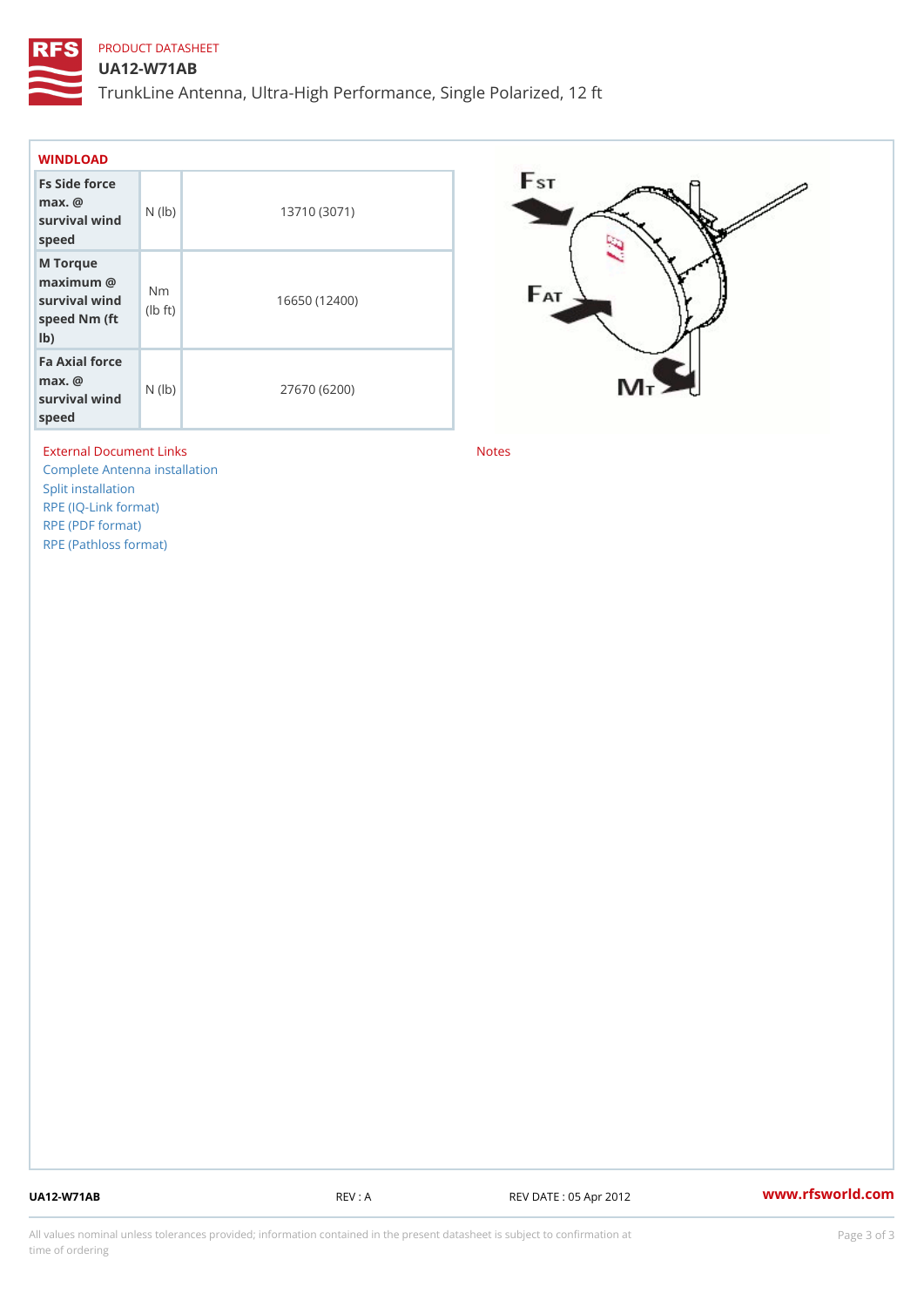PRODUCT DATASHEET

# UA12-W71AB

TrunkLine Antenna, Ultra-High Performance, Single Polarized, 12 ft

## WINDLOAD

| | | |
|---|---|---|
| Fs Side force max. @ survival wind speed | N (lb) | 13710 (3071) |
| M Torque maximum @ survival wind speed Nm (ft lb) | Nm (lb ft) | 16650 (12400) |
| Fa Axial force max. @ survival wind speed | N (lb) | 27670 (6200) |

FST

FAT

MT

External Document Links

Complete Antenna installation

Split installation

RPE (IQ-Link format)

RPE (PDF format)

RPE (Pathloss format)

Notes

UA12-W71AB REV : A REV DATE : 05 Apr 2012 www.rfsworld.com

All values nominal unless tolerances provided; information contained in the present datasheet is subject to confirmation at time of ordering